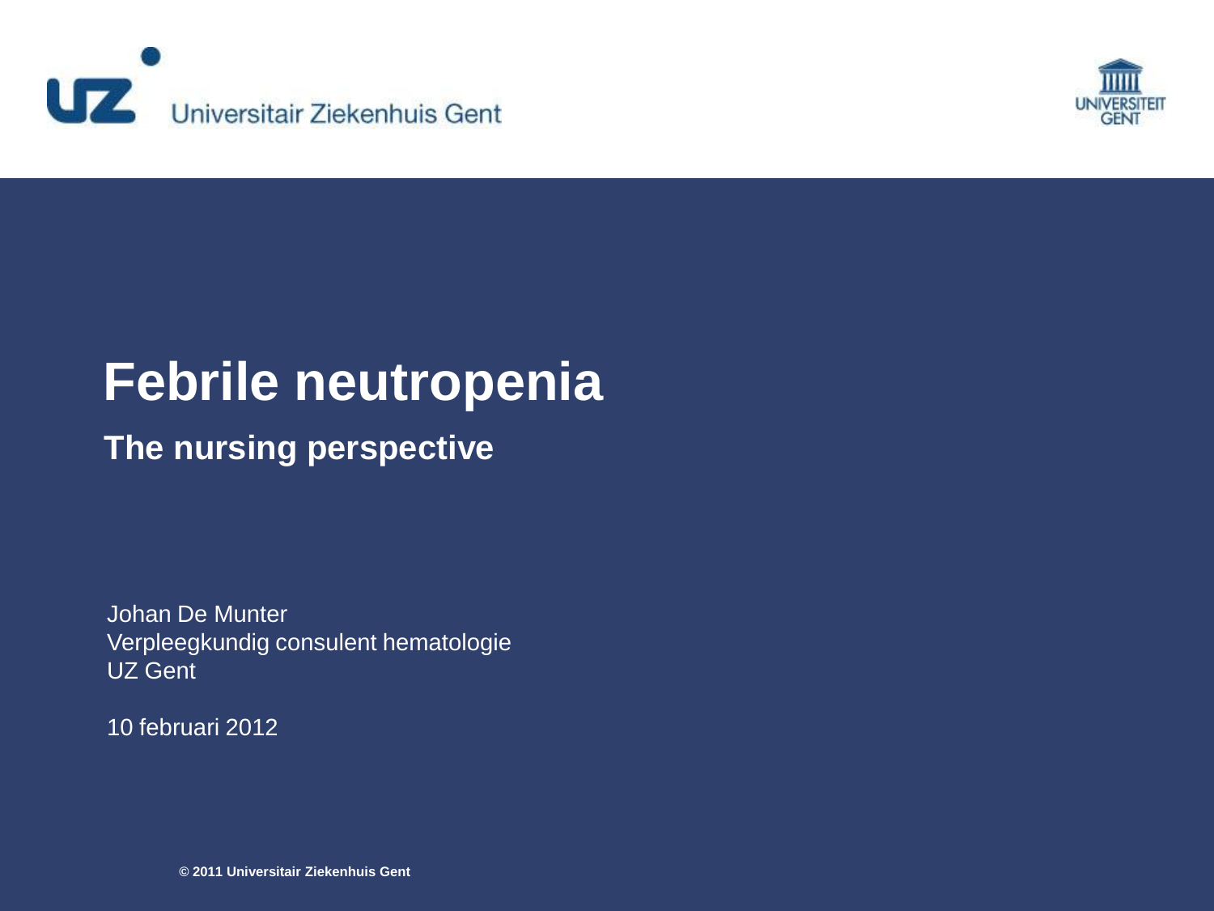Universitair Ziekenhuis Gent

UNIVERSITEIT GENT

# Febrile neutropenia

## The nursing perspective

Johan De Munter
Verpleegkundig consulent hematologie
UZ Gent

10 februari 2012

© 2011 Universitair Ziekenhuis Gent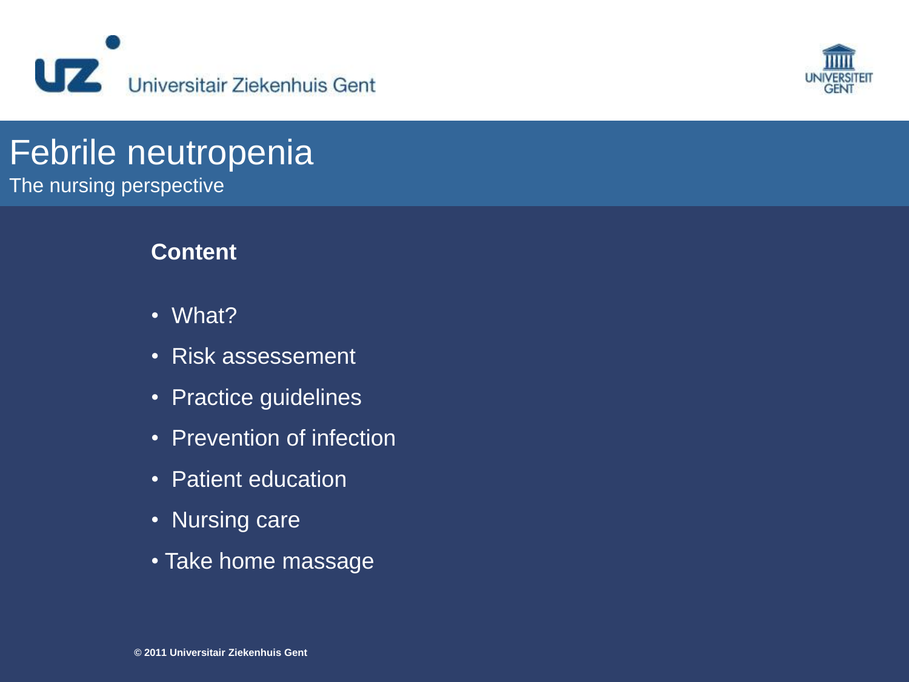# Febrile neutropenia

The nursing perspective

## Content

- What?
- Risk assessement
- Practice guidelines
- Prevention of infection
- Patient education
- Nursing care
- Take home massage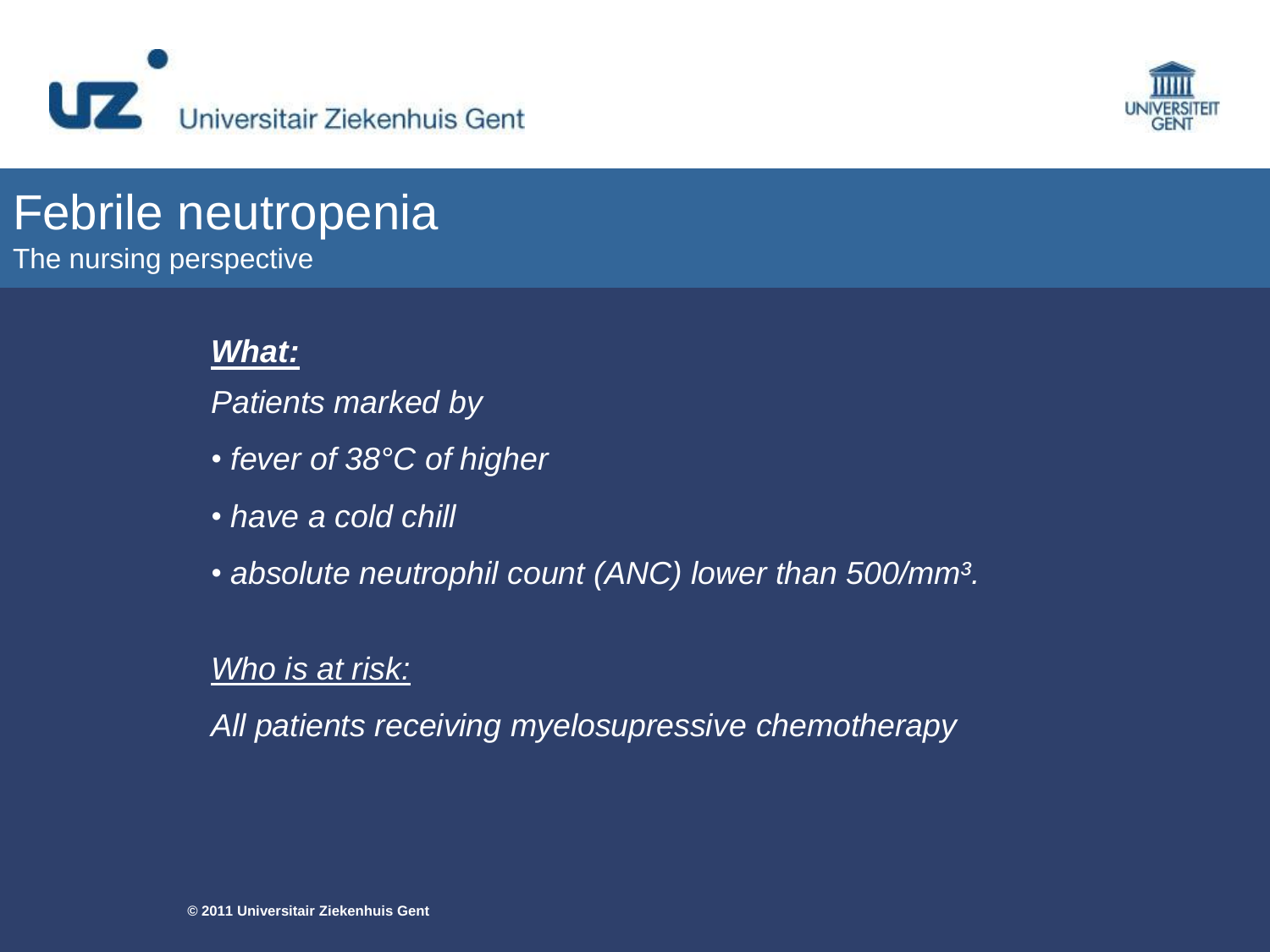# Febrile neutropenia

The nursing perspective

***What:***

*Patients marked by*

- *fever of 38°C of higher*
- *have a cold chill*
- *absolute neutrophil count (ANC) lower than 500/mm³.*

*Who is at risk:*

*All patients receiving myelosupressive chemotherapy*

**© 2011 Universitair Ziekenhuis Gent**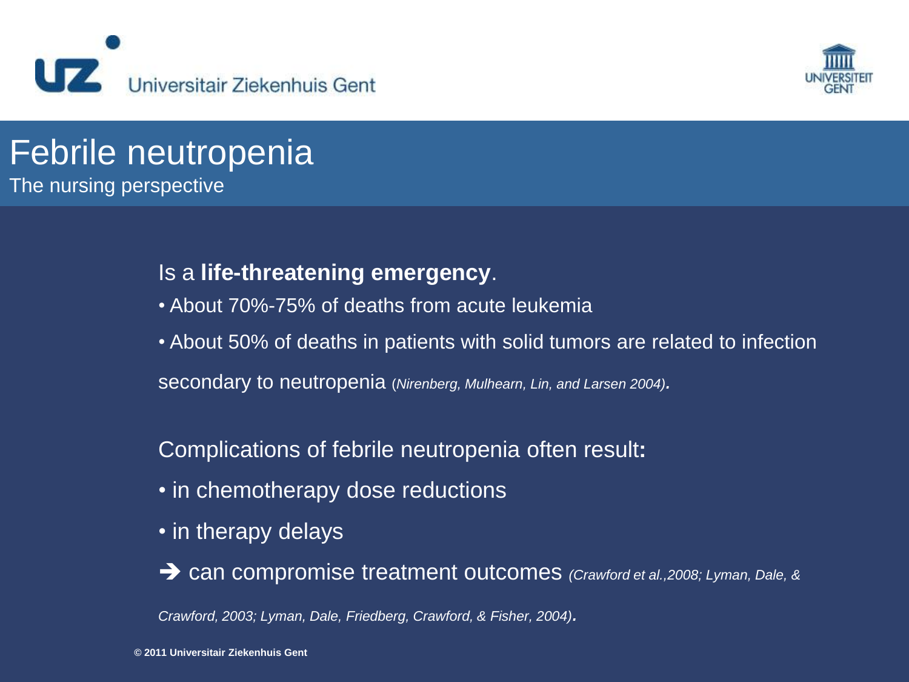# Febrile neutropenia

The nursing perspective

Is a **life-threatening emergency**.

- About 70%-75% of deaths from acute leukemia
- About 50% of deaths in patients with solid tumors are related to infection secondary to neutropenia (*Nirenberg, Mulhearn, Lin, and Larsen 2004*).

Complications of febrile neutropenia often result**:**

- in chemotherapy dose reductions
- in therapy delays

➔ can compromise treatment outcomes *(Crawford et al.,2008; Lyman, Dale, & Crawford, 2003; Lyman, Dale, Friedberg, Crawford, & Fisher, 2004)*.

**© 2011 Universitair Ziekenhuis Gent**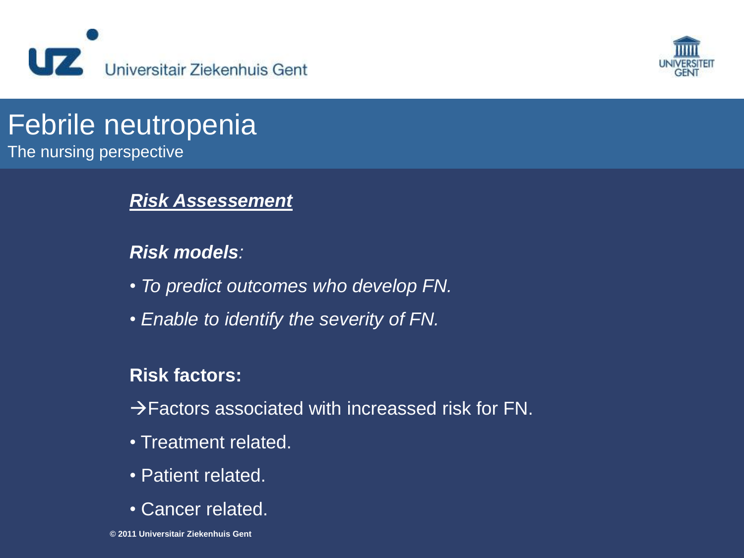# Febrile neutropenia

The nursing perspective

## ***Risk Assessement***

***Risk models****:*

- *To predict outcomes who develop FN.*
- *Enable to identify the severity of FN.*

**Risk factors:**

→Factors associated with increassed risk for FN.

- Treatment related.
- Patient related.
- Cancer related.

© 2011 Universitair Ziekenhuis Gent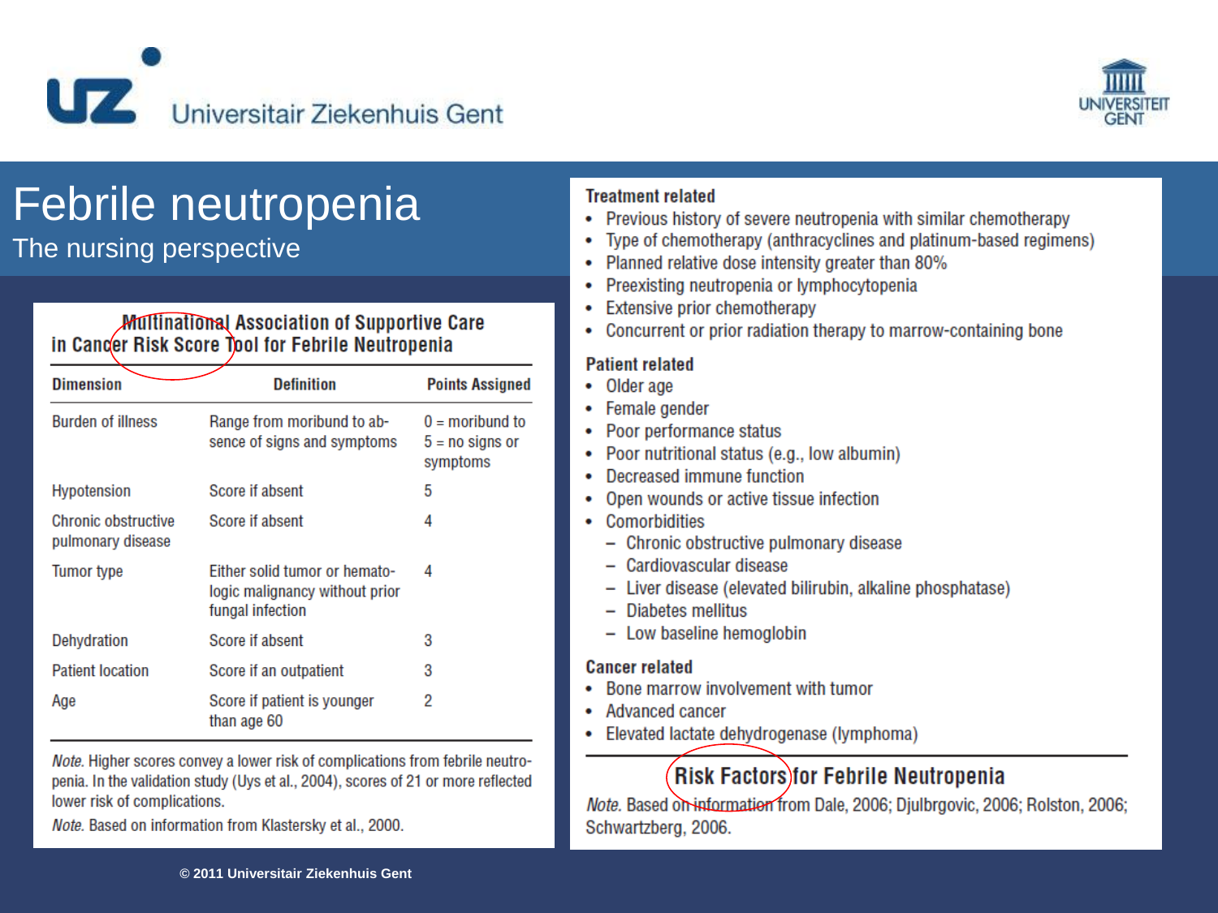# Febrile neutropenia

## The nursing perspective

**Multinational Association of Supportive Care in Cancer Risk Score Tool for Febrile Neutropenia**

| Dimension | Definition | Points Assigned |
|---|---|---|
| Burden of illness | Range from moribund to absence of signs and symptoms | 0 = moribund to 5 = no signs or symptoms |
| Hypotension | Score if absent | 5 |
| Chronic obstructive pulmonary disease | Score if absent | 4 |
| Tumor type | Either solid tumor or hematologic malignancy without prior fungal infection | 4 |
| Dehydration | Score if absent | 3 |
| Patient location | Score if an outpatient | 3 |
| Age | Score if patient is younger than age 60 | 2 |

*Note.* Higher scores convey a lower risk of complications from febrile neutropenia. In the validation study (Uys et al., 2004), scores of 21 or more reflected lower risk of complications.

*Note.* Based on information from Klastersky et al., 2000.

**Treatment related**

- Previous history of severe neutropenia with similar chemotherapy
- Type of chemotherapy (anthracyclines and platinum-based regimens)
- Planned relative dose intensity greater than 80%
- Preexisting neutropenia or lymphocytopenia
- Extensive prior chemotherapy
- Concurrent or prior radiation therapy to marrow-containing bone

**Patient related**

- Older age
- Female gender
- Poor performance status
- Poor nutritional status (e.g., low albumin)
- Decreased immune function
- Open wounds or active tissue infection
- Comorbidities
  - Chronic obstructive pulmonary disease
  - Cardiovascular disease
  - Liver disease (elevated bilirubin, alkaline phosphatase)
  - Diabetes mellitus
  - Low baseline hemoglobin

**Cancer related**

- Bone marrow involvement with tumor
- Advanced cancer
- Elevated lactate dehydrogenase (lymphoma)

**Risk Factors for Febrile Neutropenia**

*Note.* Based on information from Dale, 2006; Djulbrgovic, 2006; Rolston, 2006; Schwartzberg, 2006.

© 2011 Universitair Ziekenhuis Gent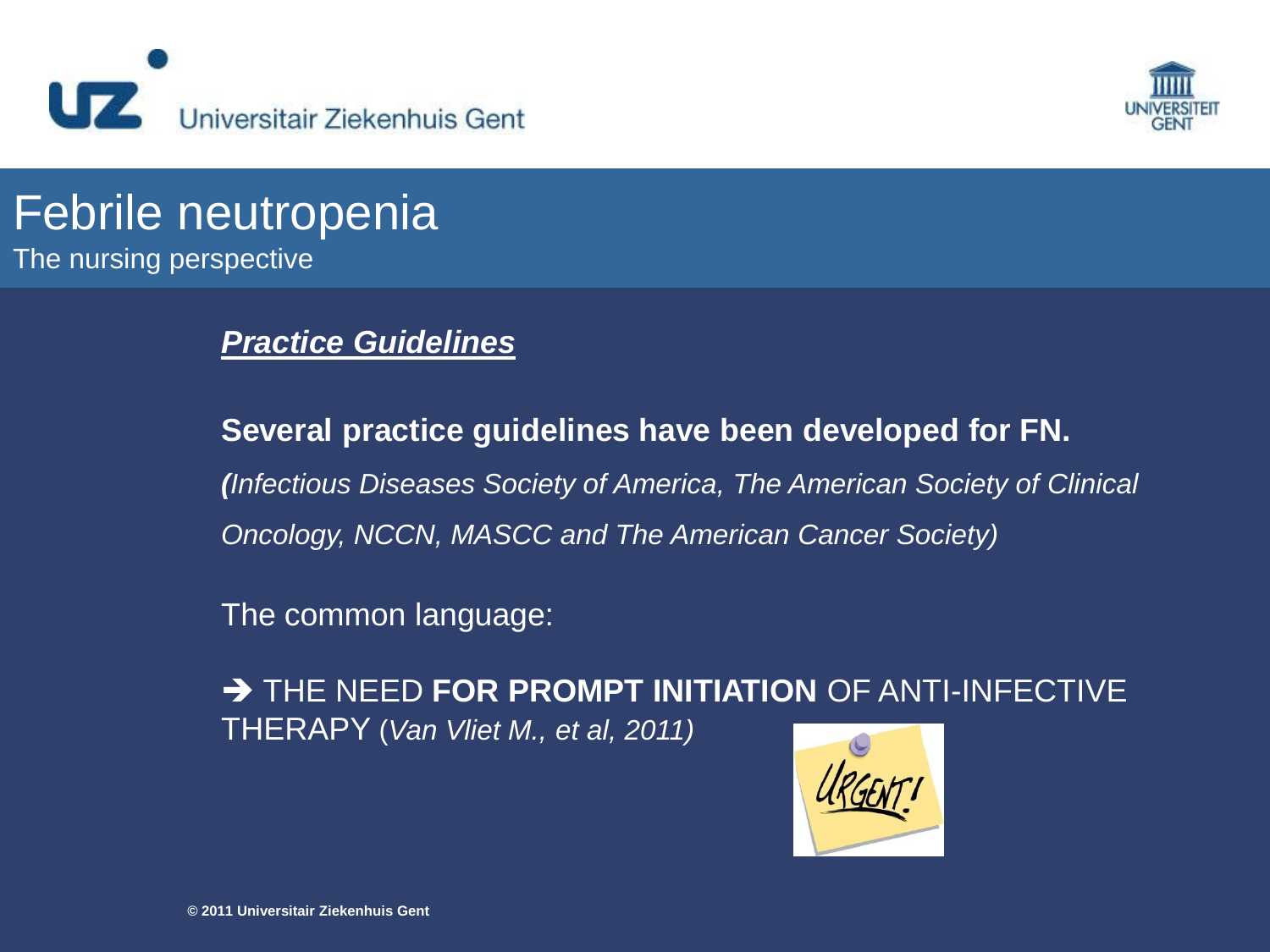# Febrile neutropenia

The nursing perspective

***Practice Guidelines***

**Several practice guidelines have been developed for FN.**

***(****Infectious Diseases Society of America, The American Society of Clinical Oncology, NCCN, MASCC and The American Cancer Society)*

The common language:

➔ THE NEED **FOR PROMPT INITIATION** OF ANTI-INFECTIVE THERAPY (*Van Vliet M., et al, 2011)*

© 2011 Universitair Ziekenhuis Gent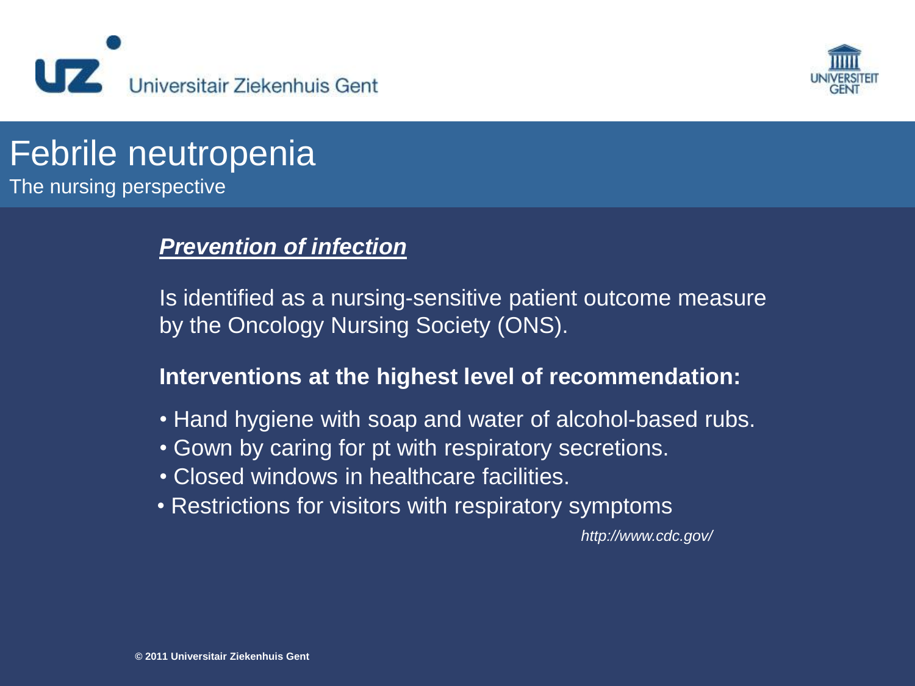# Febrile neutropenia

The nursing perspective

***Prevention of infection***

Is identified as a nursing-sensitive patient outcome measure by the Oncology Nursing Society (ONS).

**Interventions at the highest level of recommendation:**

- Hand hygiene with soap and water of alcohol-based rubs.
- Gown by caring for pt with respiratory secretions.
- Closed windows in healthcare facilities.
- Restrictions for visitors with respiratory symptoms

*http://www.cdc.gov/*

© 2011 Universitair Ziekenhuis Gent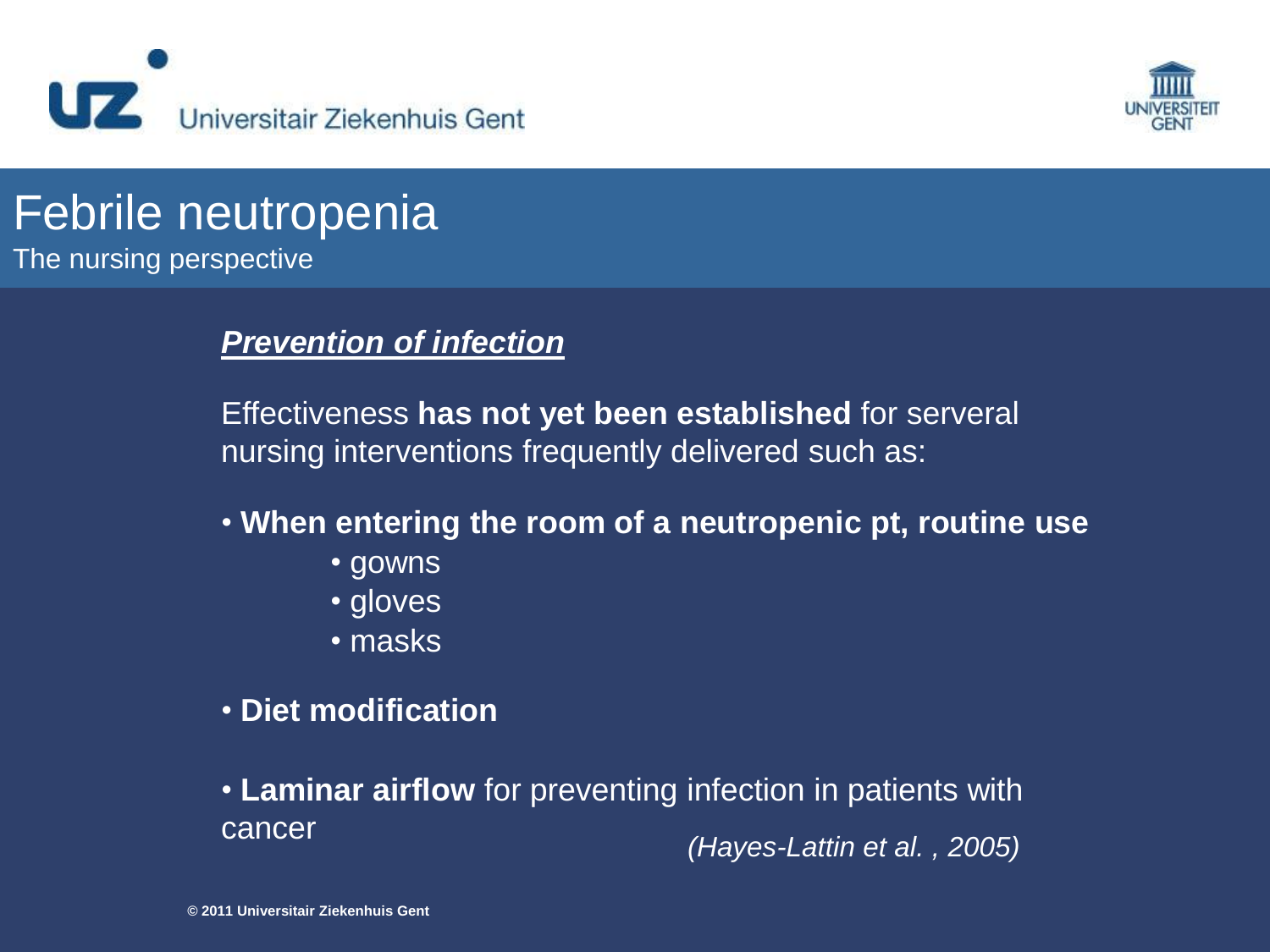# Febrile neutropenia

The nursing perspective

***Prevention of infection***

Effectiveness **has not yet been established** for serveral nursing interventions frequently delivered such as:

- **When entering the room of a neutropenic pt, routine use**
  - gowns
  - gloves
  - masks
- **Diet modification**
- **Laminar airflow** for preventing infection in patients with cancer

*(Hayes-Lattin et al. , 2005)*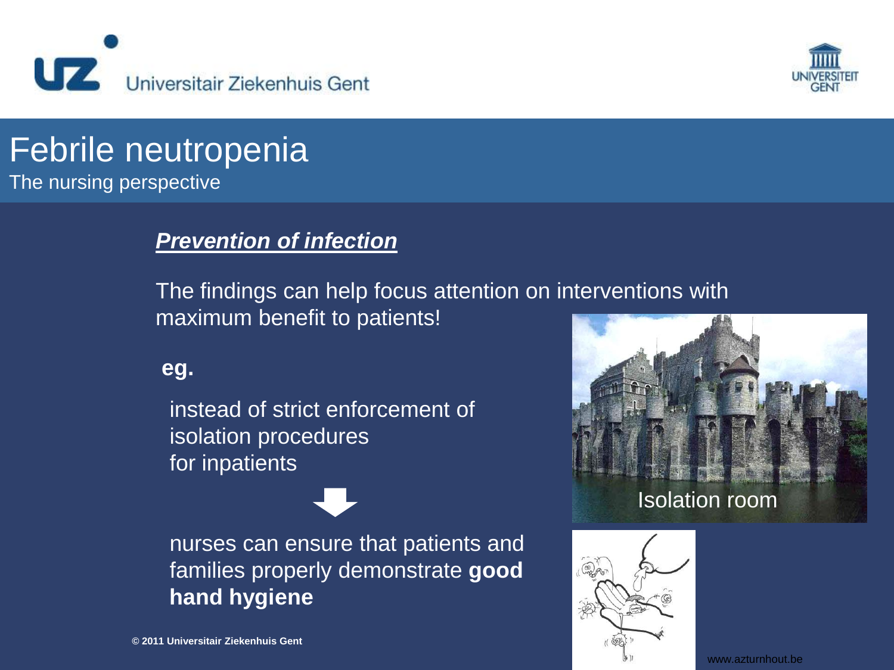# Febrile neutropenia

The nursing perspective

## ***Prevention of infection***

The findings can help focus attention on interventions with maximum benefit to patients!

**eg.**

instead of strict enforcement of isolation procedures for inpatients

nurses can ensure that patients and families properly demonstrate **good hand hygiene**

Isolation room

www.azturnhout.be

© 2011 Universitair Ziekenhuis Gent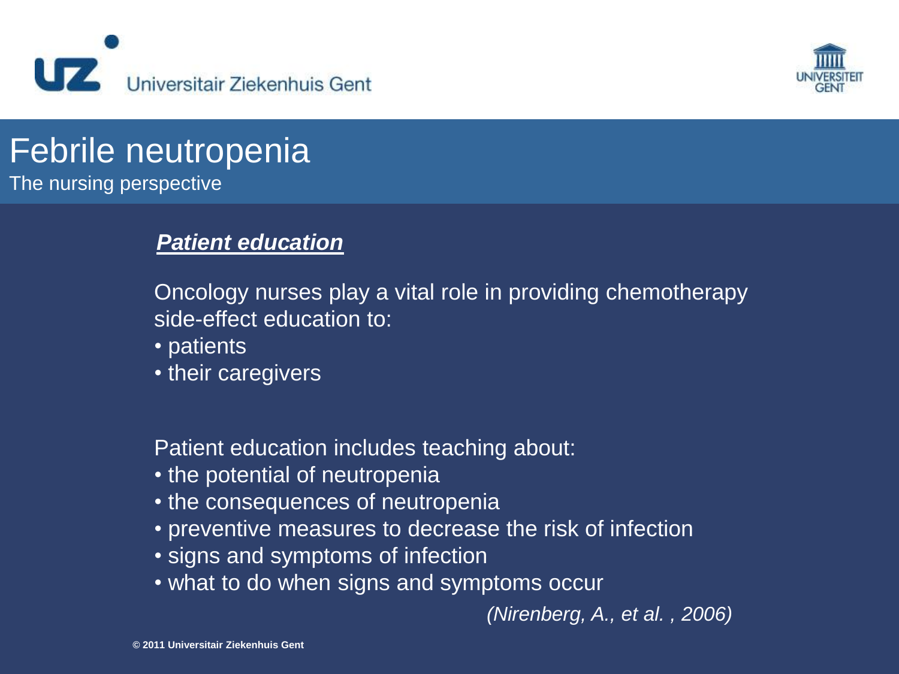# Febrile neutropenia

The nursing perspective

***Patient education***

Oncology nurses play a vital role in providing chemotherapy side-effect education to:

- patients
- their caregivers

Patient education includes teaching about:

- the potential of neutropenia
- the consequences of neutropenia
- preventive measures to decrease the risk of infection
- signs and symptoms of infection
- what to do when signs and symptoms occur

*(Nirenberg, A., et al. , 2006)*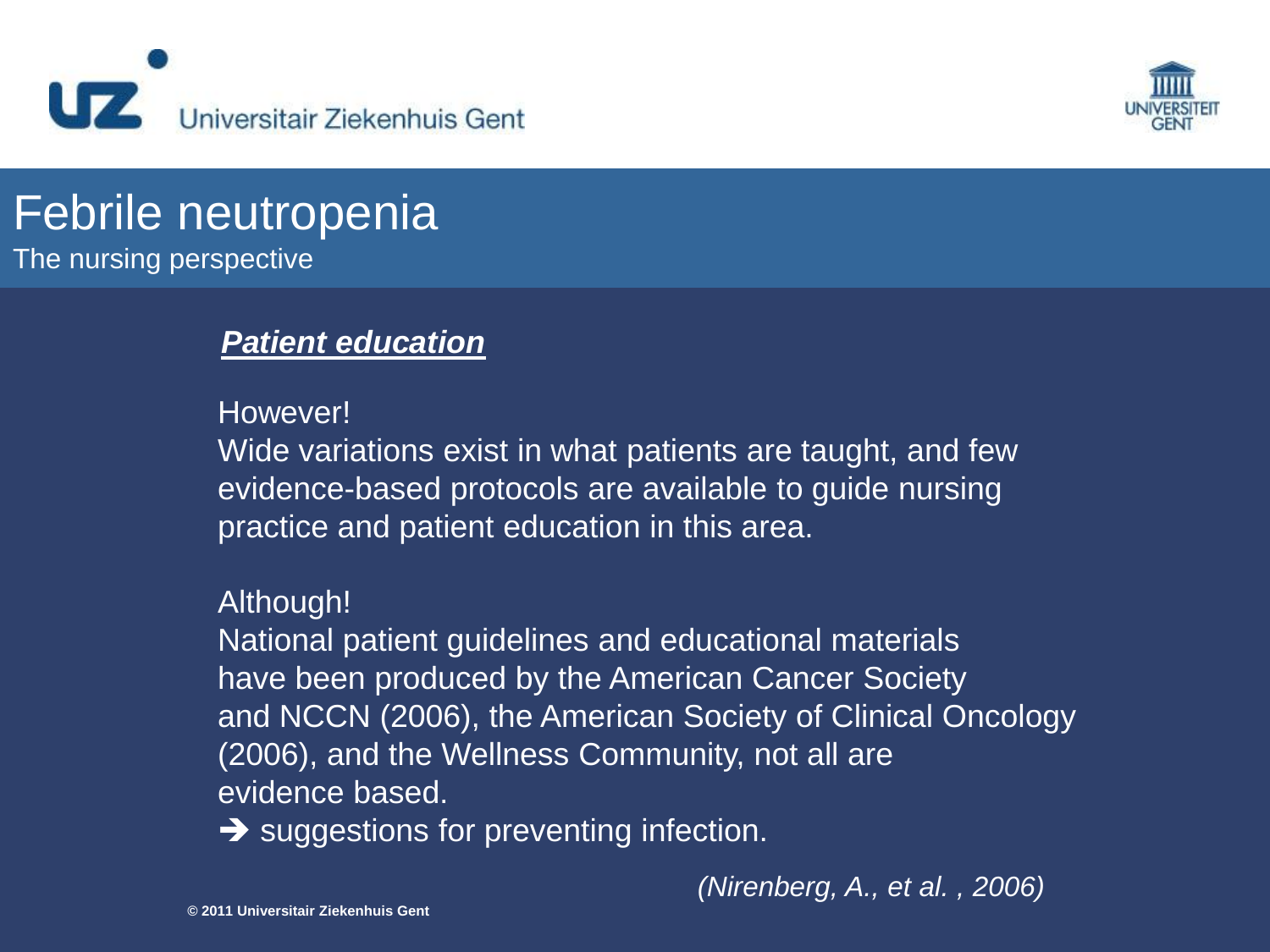# Febrile neutropenia

The nursing perspective

***Patient education***

However!
Wide variations exist in what patients are taught, and few evidence-based protocols are available to guide nursing practice and patient education in this area.

Although!
National patient guidelines and educational materials have been produced by the American Cancer Society and NCCN (2006), the American Society of Clinical Oncology (2006), and the Wellness Community, not all are evidence based.

➔ suggestions for preventing infection.

*(Nirenberg, A., et al. , 2006)*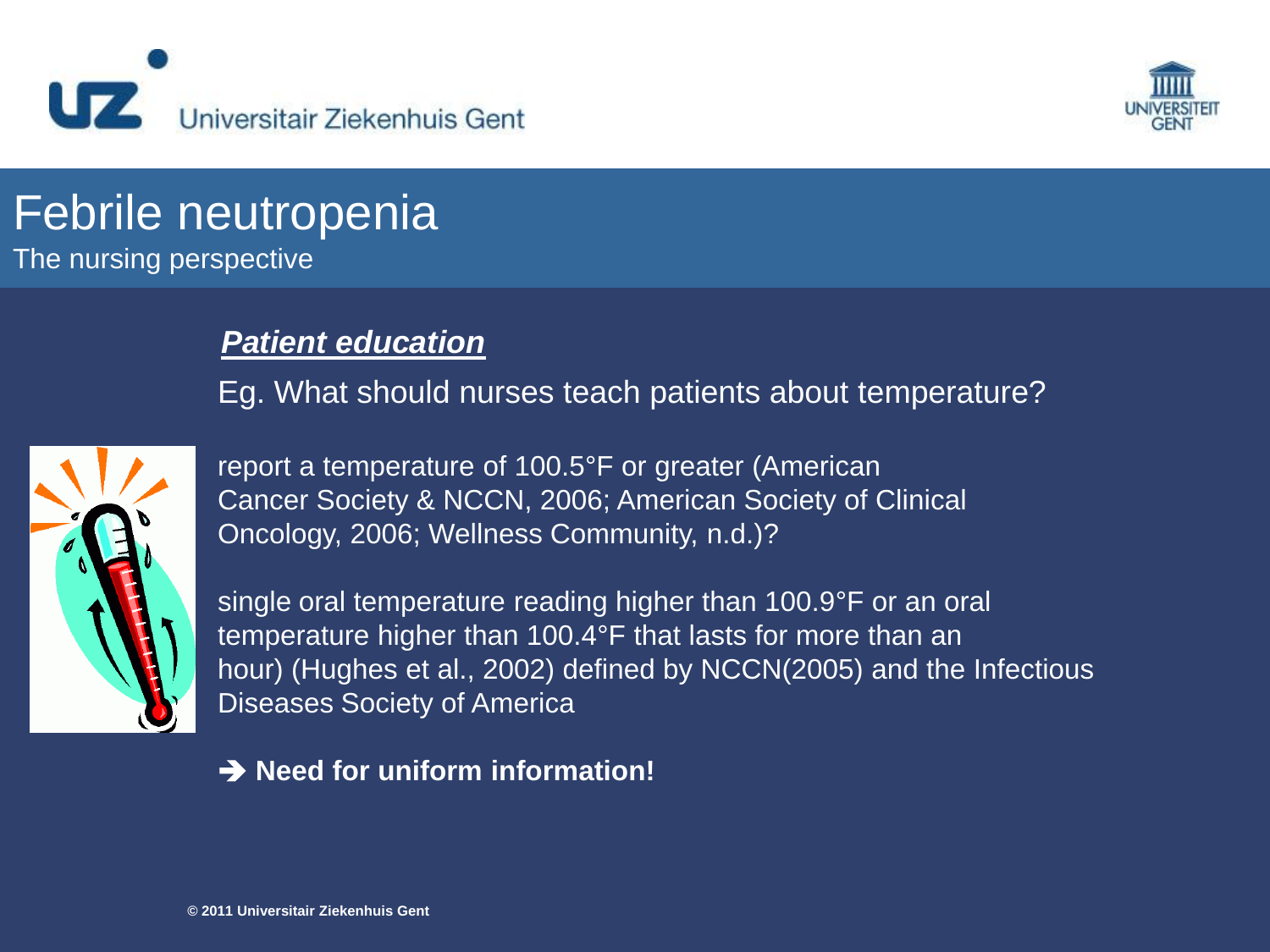# Febrile neutropenia

The nursing perspective

***Patient education***

Eg. What should nurses teach patients about temperature?

report a temperature of 100.5°F or greater (American Cancer Society & NCCN, 2006; American Society of Clinical Oncology, 2006; Wellness Community, n.d.)?

single oral temperature reading higher than 100.9°F or an oral temperature higher than 100.4°F that lasts for more than an hour) (Hughes et al., 2002) defined by NCCN(2005) and the Infectious Diseases Society of America

➔ **Need for uniform information!**

© 2011 Universitair Ziekenhuis Gent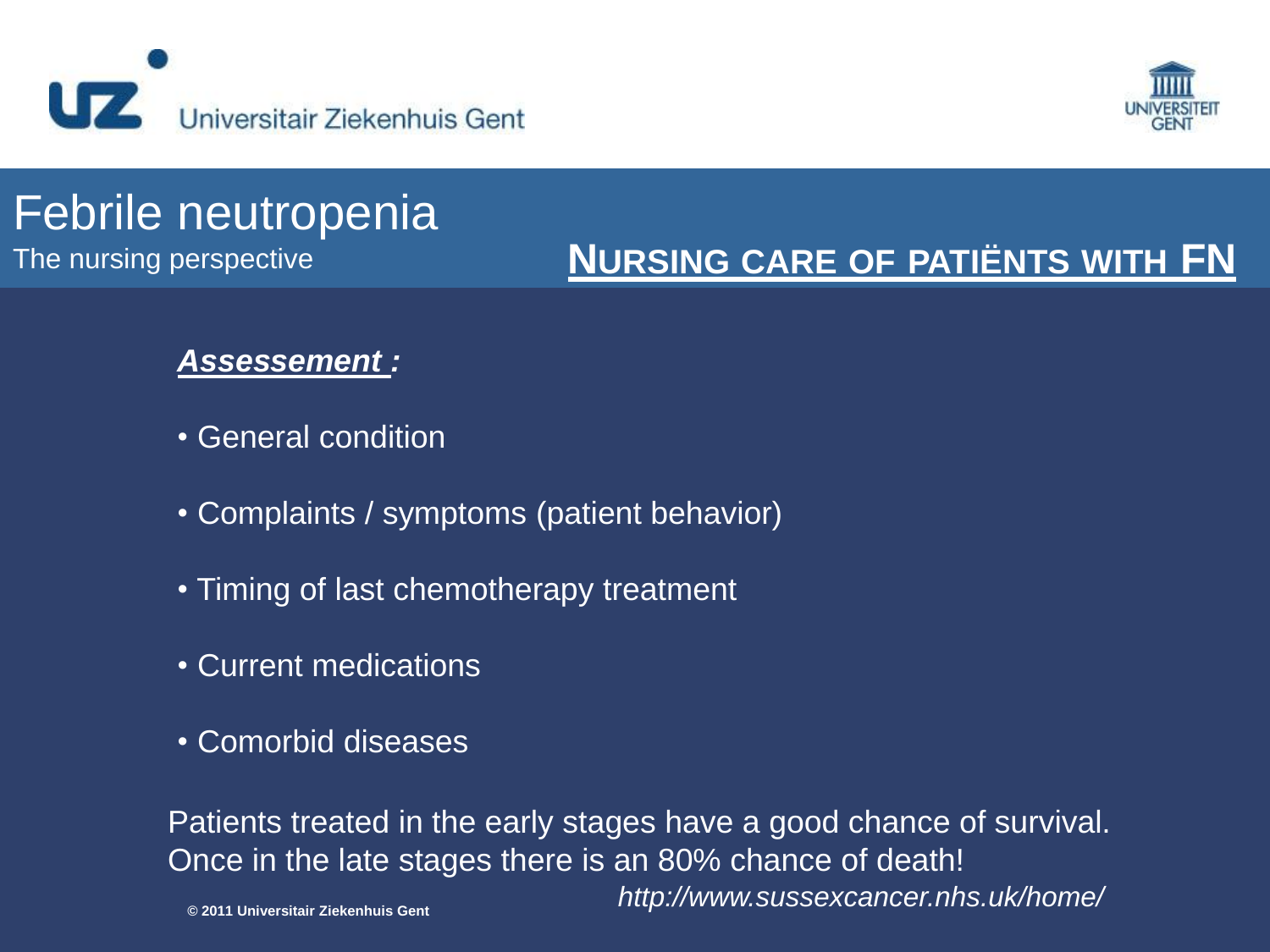# Febrile neutropenia

The nursing perspective

## NURSING CARE OF PATIËNTS WITH FN

***Assessement :***

- General condition
- Complaints / symptoms (patient behavior)
- Timing of last chemotherapy treatment
- Current medications
- Comorbid diseases

Patients treated in the early stages have a good chance of survival. Once in the late stages there is an 80% chance of death!

*http://www.sussexcancer.nhs.uk/home/*

© 2011 Universitair Ziekenhuis Gent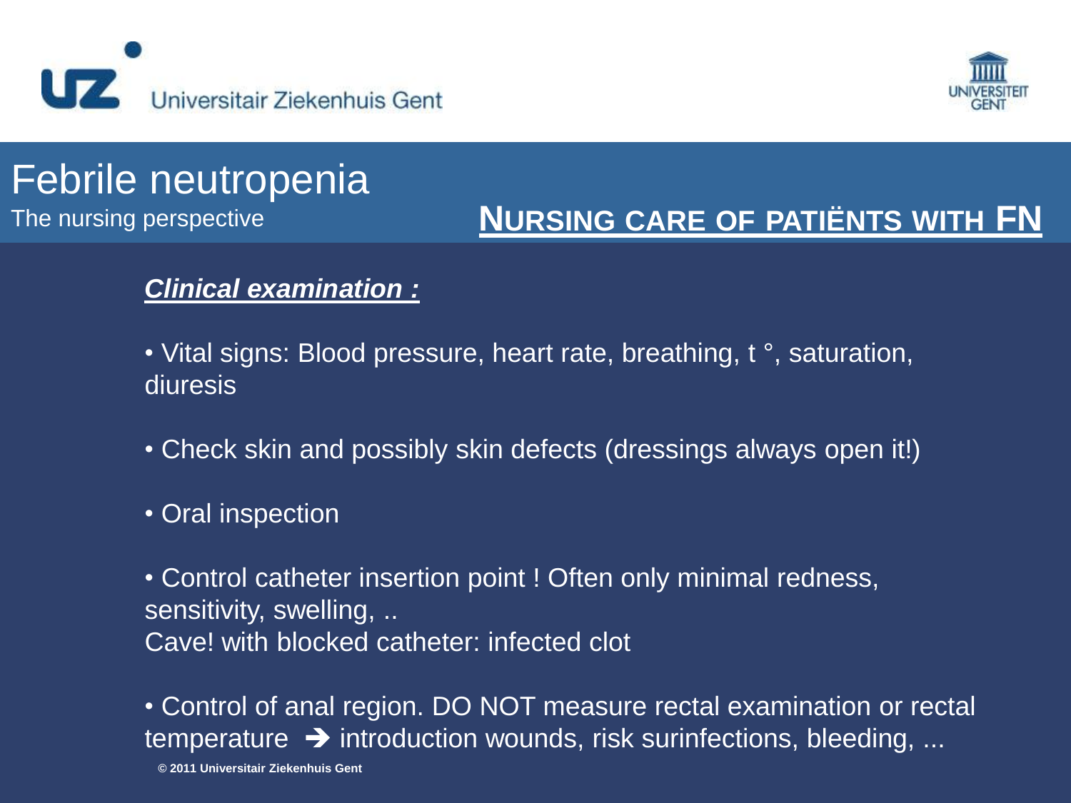# Febrile neutropenia

The nursing perspective

## NURSING CARE OF PATIËNTS WITH FN

***Clinical examination :***

- Vital signs: Blood pressure, heart rate, breathing, t °, saturation, diuresis
- Check skin and possibly skin defects (dressings always open it!)
- Oral inspection
- Control catheter insertion point ! Often only minimal redness, sensitivity, swelling, ..
  Cave! with blocked catheter: infected clot
- Control of anal region. DO NOT measure rectal examination or rectal temperature ➔ introduction wounds, risk surinfections, bleeding, ...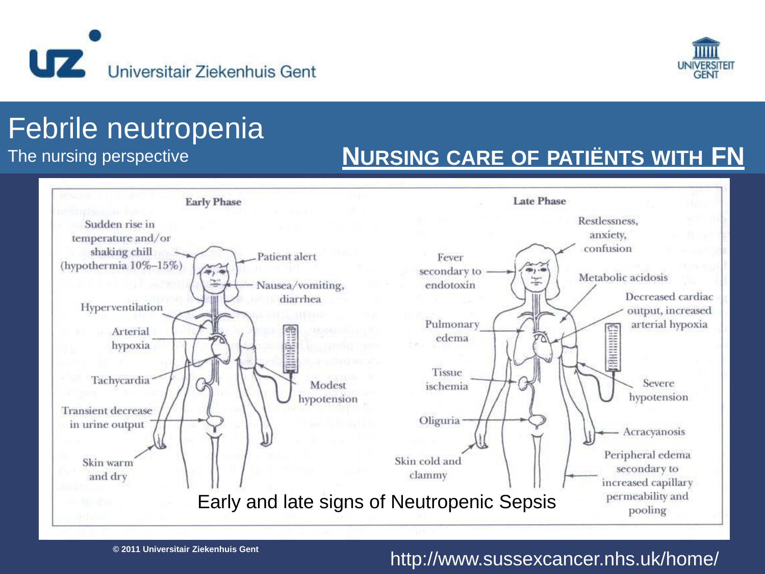# Febrile neutropenia

The nursing perspective

## NURSING CARE OF PATIËNTS WITH FN

**Early Phase**

- Sudden rise in temperature and/or shaking chill (hypothermia 10%–15%)
- Patient alert
- Nausea/vomiting, diarrhea
- Hyperventilation
- Arterial hypoxia
- Tachycardia
- Modest hypotension
- Transient decrease in urine output
- Skin warm and dry

**Late Phase**

- Restlessness, anxiety, confusion
- Fever secondary to endotoxin
- Metabolic acidosis
- Decreased cardiac output, increased arterial hypoxia
- Pulmonary edema
- Tissue ischemia
- Severe hypotension
- Oliguria
- Acracyanosis
- Skin cold and clammy
- Peripheral edema secondary to increased capillary permeability and pooling

Early and late signs of Neutropenic Sepsis

© 2011 Universitair Ziekenhuis Gent

http://www.sussexcancer.nhs.uk/home/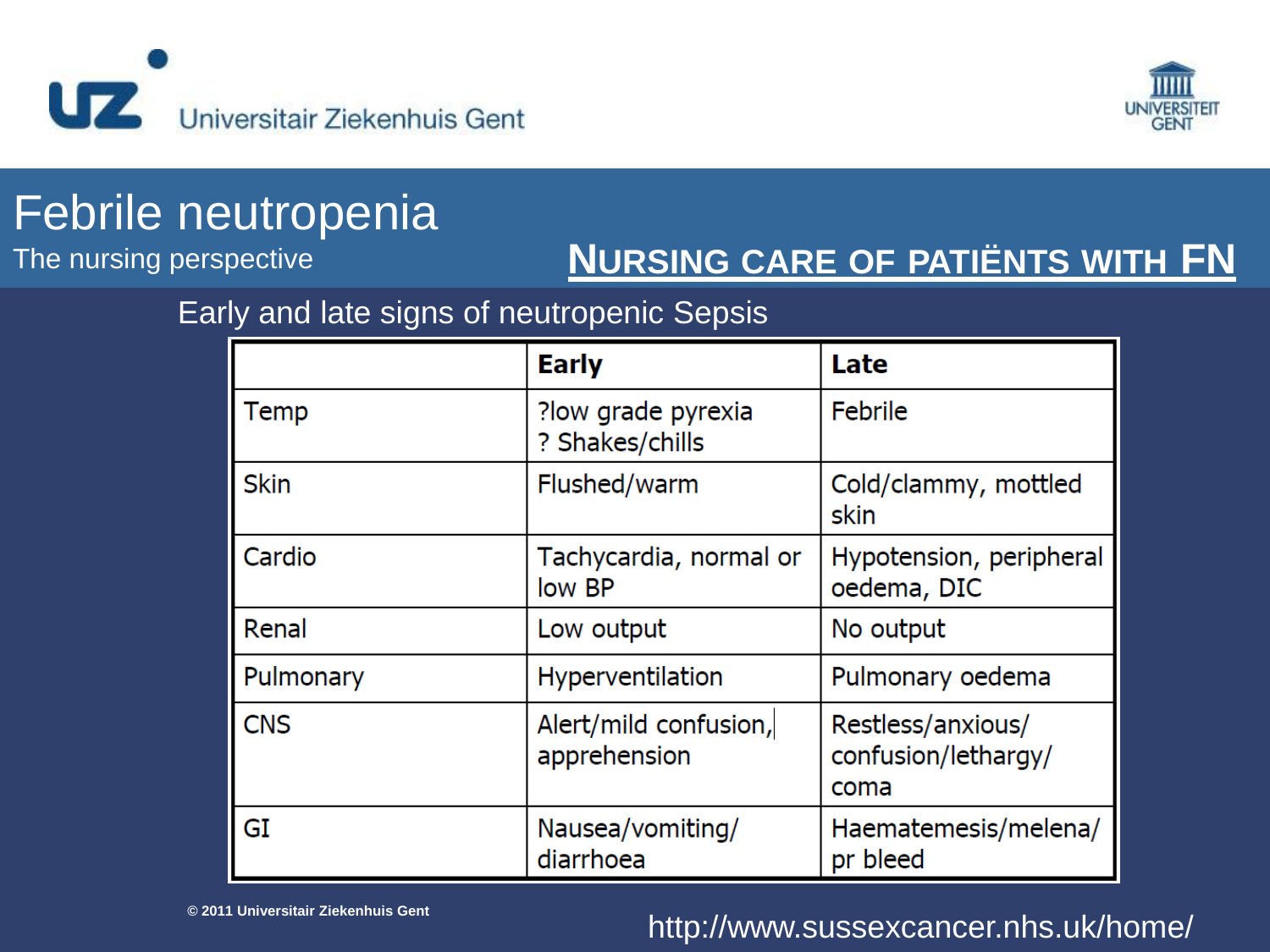# Febrile neutropenia

The nursing perspective

## NURSING CARE OF PATIËNTS WITH FN

Early and late signs of neutropenic Sepsis

| | **Early** | **Late** |
|---|---|---|
| Temp | ?low grade pyrexia<br>? Shakes/chills | Febrile |
| Skin | Flushed/warm | Cold/clammy, mottled skin |
| Cardio | Tachycardia, normal or low BP | Hypotension, peripheral oedema, DIC |
| Renal | Low output | No output |
| Pulmonary | Hyperventilation | Pulmonary oedema |
| CNS | Alert/mild confusion, apprehension | Restless/anxious/ confusion/lethargy/ coma |
| GI | Nausea/vomiting/ diarrhoea | Haematemesis/melena/ pr bleed |

http://www.sussexcancer.nhs.uk/home/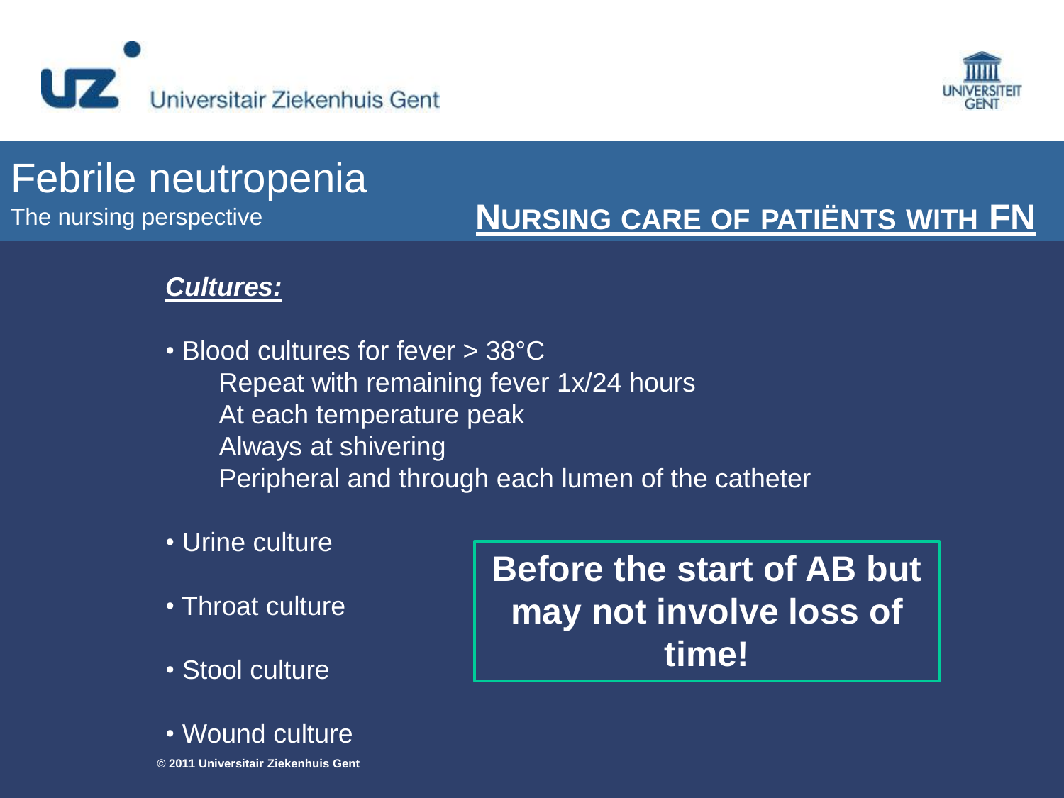# Febrile neutropenia

The nursing perspective

## NURSING CARE OF PATIËNTS WITH FN

***Cultures:***

- Blood cultures for fever > 38°C
  - Repeat with remaining fever 1x/24 hours
  - At each temperature peak
  - Always at shivering
  - Peripheral and through each lumen of the catheter
- Urine culture
- Throat culture
- Stool culture
- Wound culture

**Before the start of AB but may not involve loss of time!**

© 2011 Universitair Ziekenhuis Gent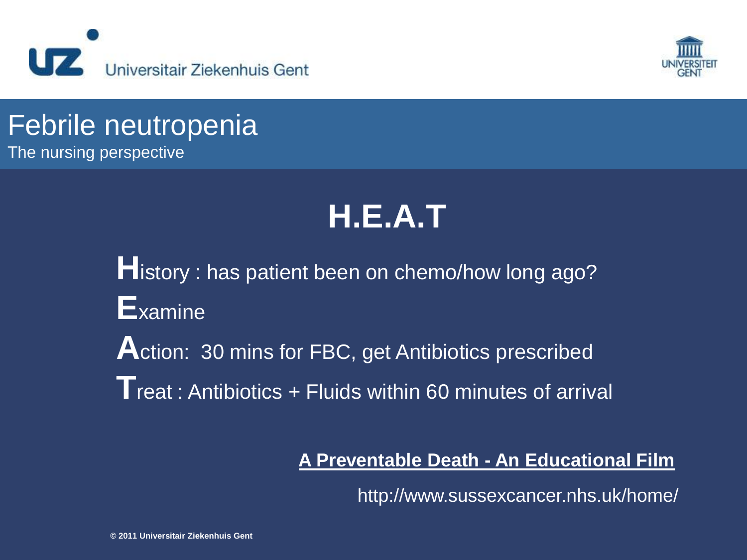# Febrile neutropenia

The nursing perspective

## H.E.A.T

**H**istory : has patient been on chemo/how long ago?

**E**xamine

**A**ction: 30 mins for FBC, get Antibiotics prescribed

**T**reat : Antibiotics + Fluids within 60 minutes of arrival

**A Preventable Death - An Educational Film**

http://www.sussexcancer.nhs.uk/home/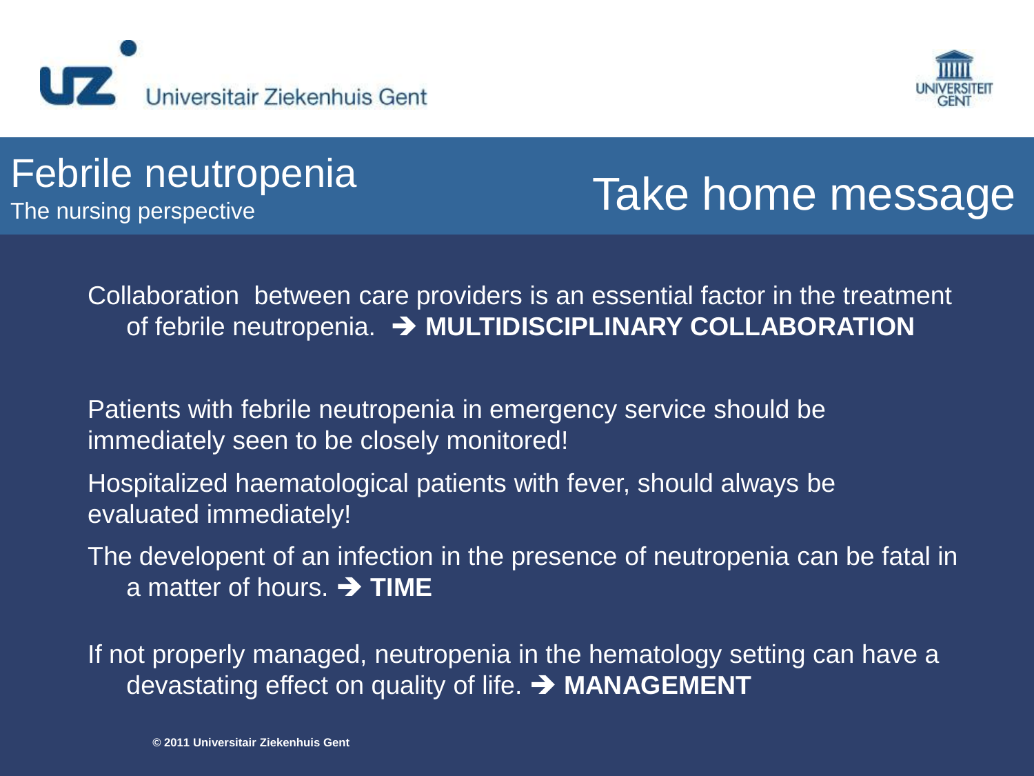# Febrile neutropenia

The nursing perspective

## Take home message

Collaboration  between care providers is an essential factor in the treatment of febrile neutropenia. ➔ **MULTIDISCIPLINARY COLLABORATION**

Patients with febrile neutropenia in emergency service should be immediately seen to be closely monitored!

Hospitalized haematological patients with fever, should always be evaluated immediately!

The developent of an infection in the presence of neutropenia can be fatal in a matter of hours. ➔ **TIME**

If not properly managed, neutropenia in the hematology setting can have a devastating effect on quality of life. ➔ **MANAGEMENT**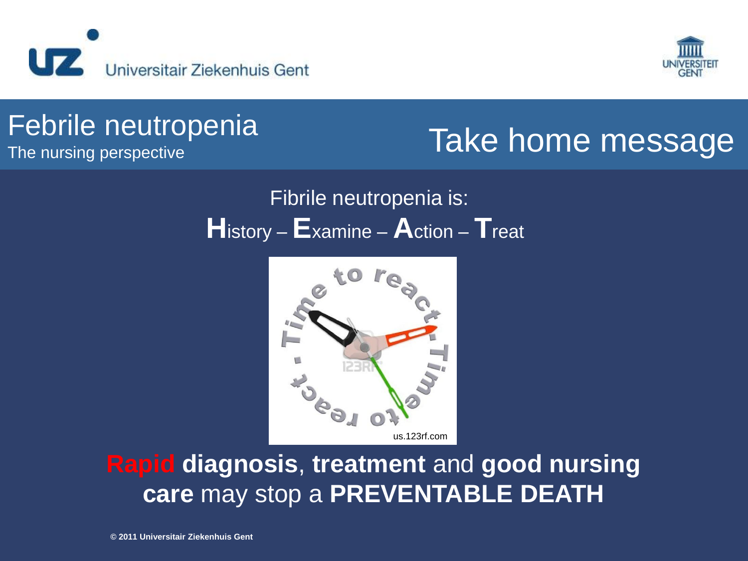# Febrile neutropenia

The nursing perspective

## Take home message

Fibrile neutropenia is:

**H**istory – **E**xamine – **A**ction – **T**reat

us.123rf.com

Rapid **diagnosis**, **treatment** and **good nursing care** may stop a **PREVENTABLE DEATH**

**© 2011 Universitair Ziekenhuis Gent**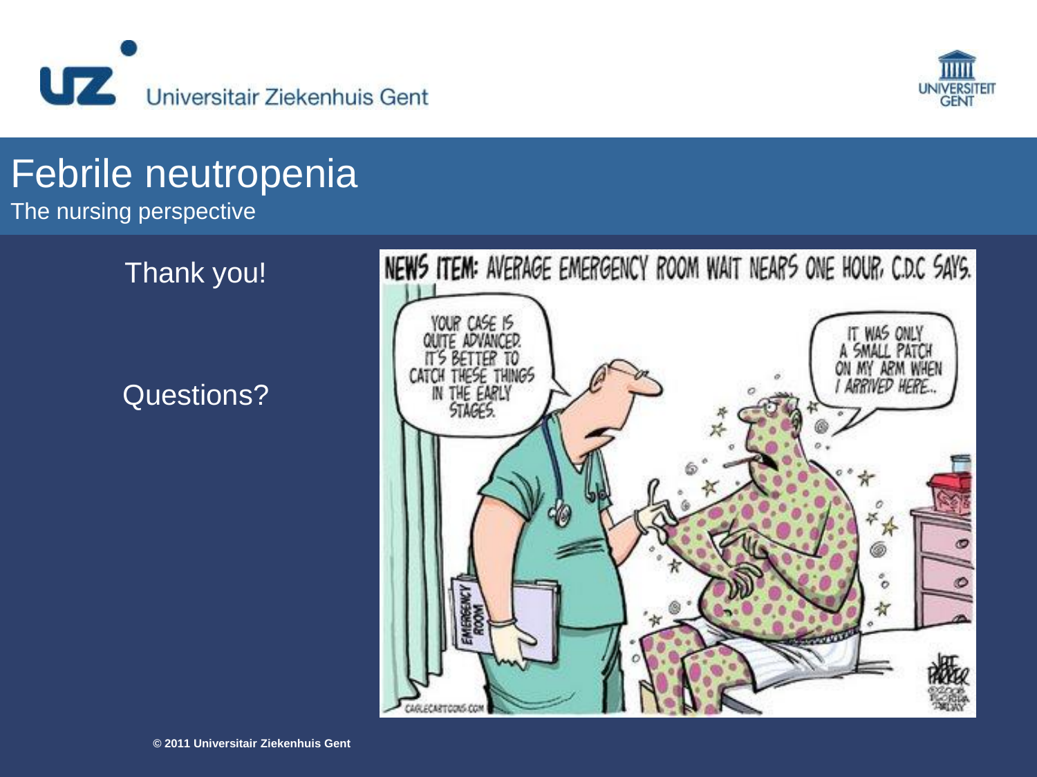# Febrile neutropenia

The nursing perspective

Thank you!

Questions?

NEWS ITEM: AVERAGE EMERGENCY ROOM WAIT NEARS ONE HOUR, C.D.C SAYS.

YOUR CASE IS QUITE ADVANCED. IT'S BETTER TO CATCH THESE THINGS IN THE EARLY STAGES.

IT WAS ONLY A SMALL PATCH ON MY ARM WHEN I ARRIVED HERE...

© 2011 Universitair Ziekenhuis Gent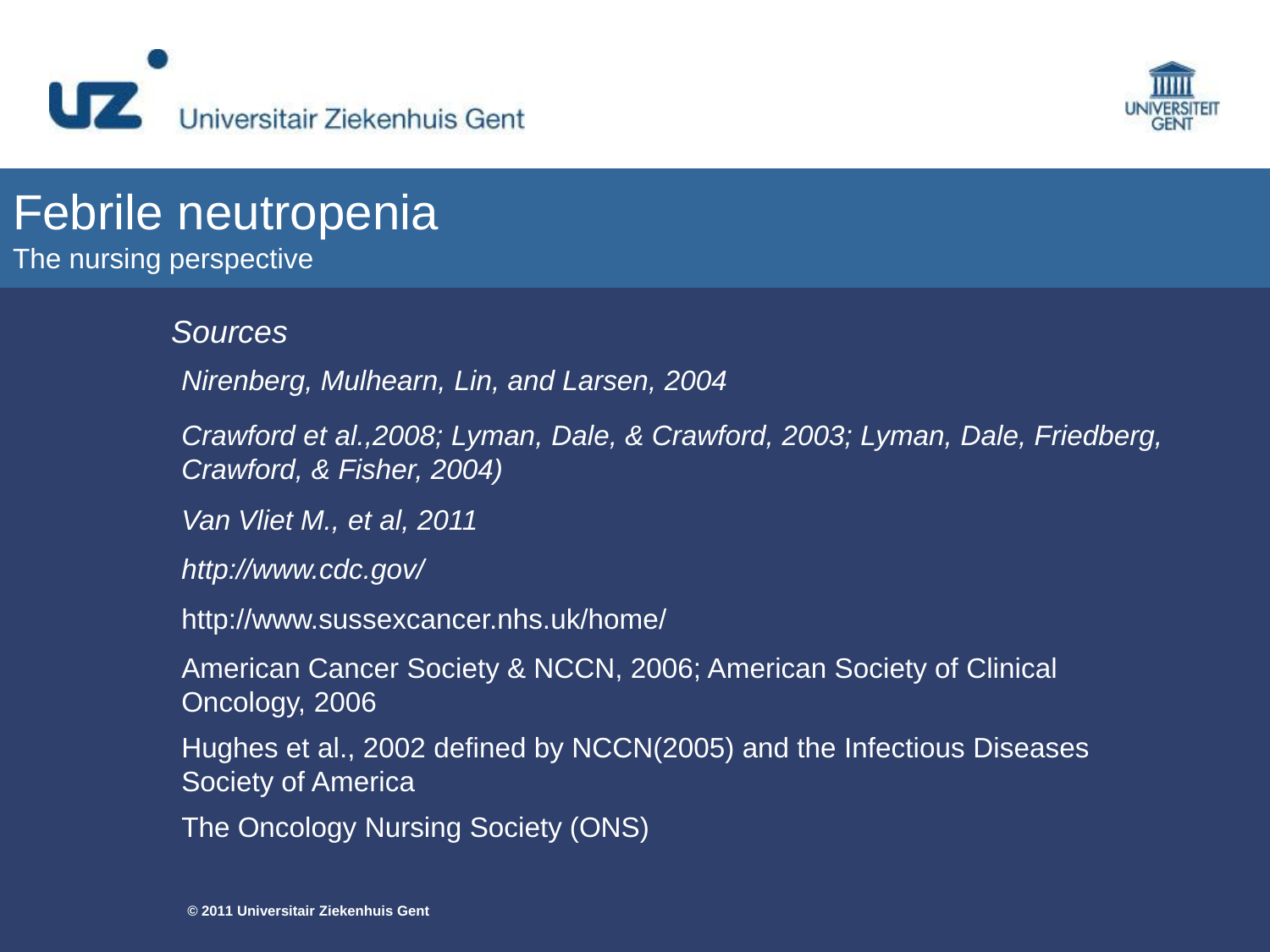Universitair Ziekenhuis Gent

UNIVERSITEIT GENT

# Febrile neutropenia

The nursing perspective

*Sources*

*Nirenberg, Mulhearn, Lin, and Larsen, 2004*

*Crawford et al.,2008; Lyman, Dale, & Crawford, 2003; Lyman, Dale, Friedberg, Crawford, & Fisher, 2004)*

*Van Vliet M., et al, 2011*

*http://www.cdc.gov/*

http://www.sussexcancer.nhs.uk/home/

American Cancer Society & NCCN, 2006; American Society of Clinical Oncology, 2006

Hughes et al., 2002 defined by NCCN(2005) and the Infectious Diseases Society of America

The Oncology Nursing Society (ONS)

**© 2011 Universitair Ziekenhuis Gent**